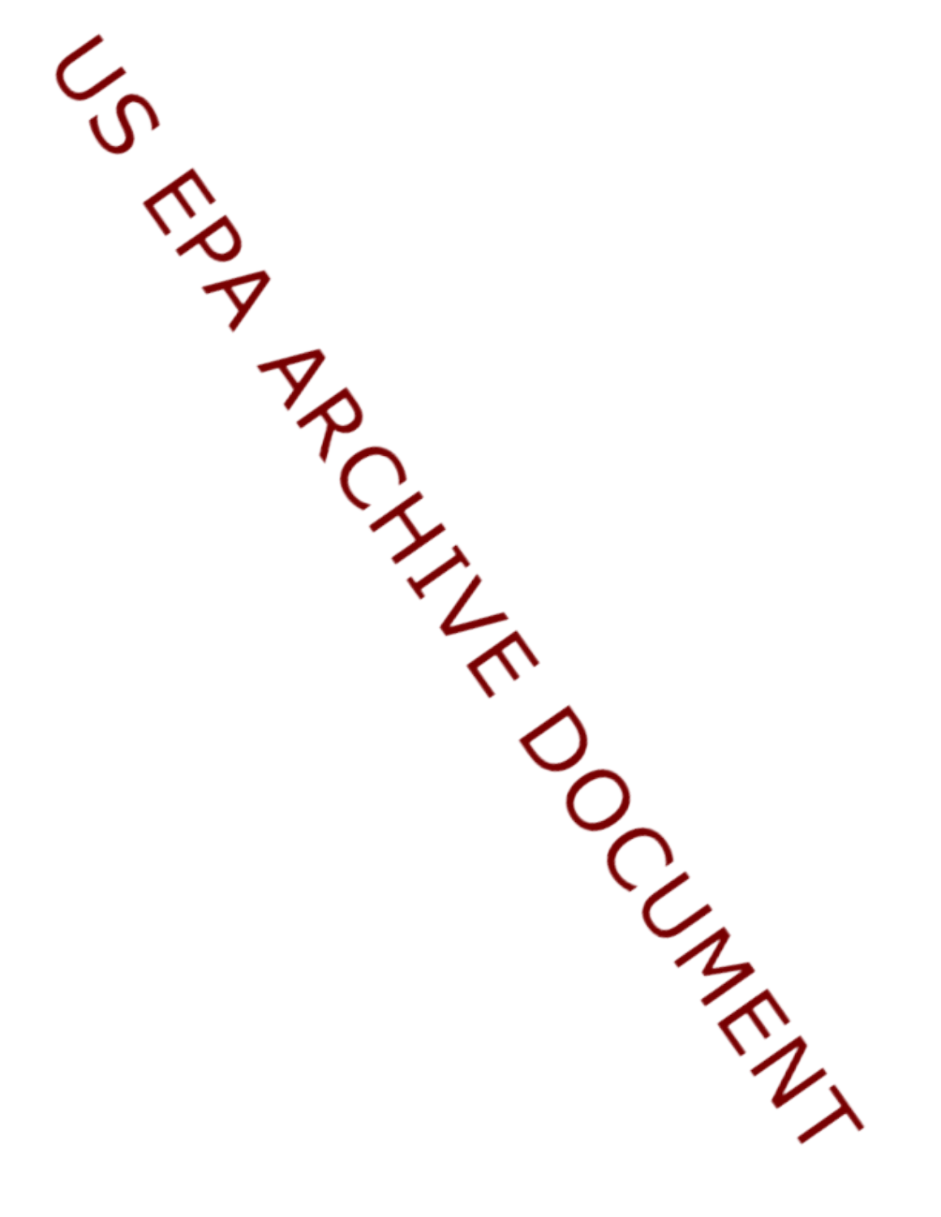US EPA ARCHIVE DOCUMENT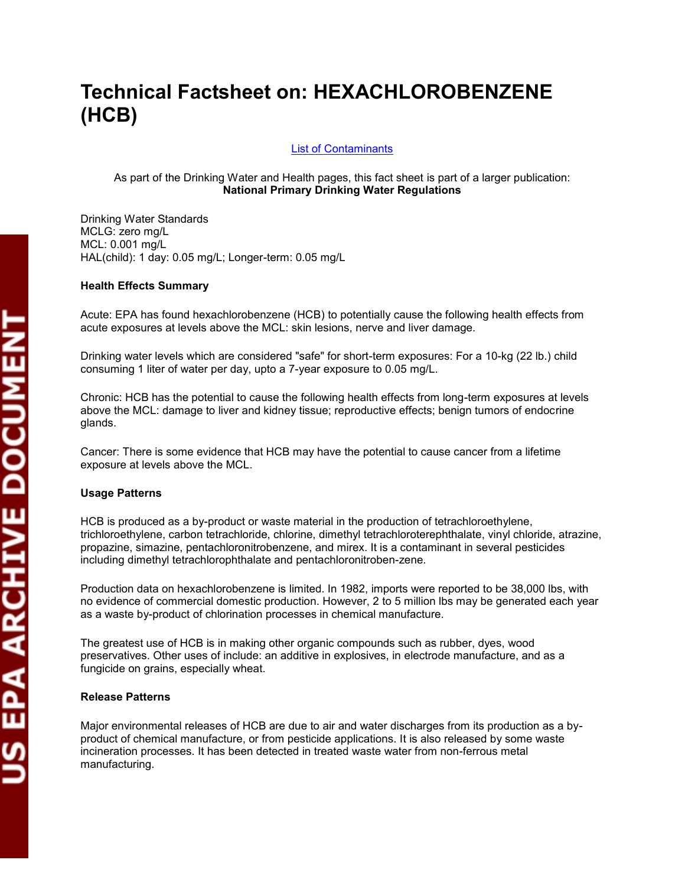# Technical Factsheet on: HEXACHLOROBENZENE (HCB)

[List of Contaminants]

As part of the Drinking Water and Health pages, this fact sheet is part of a larger publication:
**National Primary Drinking Water Regulations**

Drinking Water Standards
MCLG: zero mg/L
MCL: 0.001 mg/L
HAL(child): 1 day: 0.05 mg/L; Longer-term: 0.05 mg/L

**Health Effects Summary**

Acute: EPA has found hexachlorobenzene (HCB) to potentially cause the following health effects from acute exposures at levels above the MCL: skin lesions, nerve and liver damage.

Drinking water levels which are considered "safe" for short-term exposures: For a 10-kg (22 lb.) child consuming 1 liter of water per day, upto a 7-year exposure to 0.05 mg/L.

Chronic: HCB has the potential to cause the following health effects from long-term exposures at levels above the MCL: damage to liver and kidney tissue; reproductive effects; benign tumors of endocrine glands.

Cancer: There is some evidence that HCB may have the potential to cause cancer from a lifetime exposure at levels above the MCL.

**Usage Patterns**

HCB is produced as a by-product or waste material in the production of tetrachloroethylene, trichloroethylene, carbon tetrachloride, chlorine, dimethyl tetrachloroterephthalate, vinyl chloride, atrazine, propazine, simazine, pentachloronitrobenzene, and mirex. It is a contaminant in several pesticides including dimethyl tetrachlorophthalate and pentachloronitroben-zene.

Production data on hexachlorobenzene is limited. In 1982, imports were reported to be 38,000 lbs, with no evidence of commercial domestic production. However, 2 to 5 million lbs may be generated each year as a waste by-product of chlorination processes in chemical manufacture.

The greatest use of HCB is in making other organic compounds such as rubber, dyes, wood preservatives. Other uses of include: an additive in explosives, in electrode manufacture, and as a fungicide on grains, especially wheat.

**Release Patterns**

Major environmental releases of HCB are due to air and water discharges from its production as a by-product of chemical manufacture, or from pesticide applications. It is also released by some waste incineration processes. It has been detected in treated waste water from non-ferrous metal manufacturing.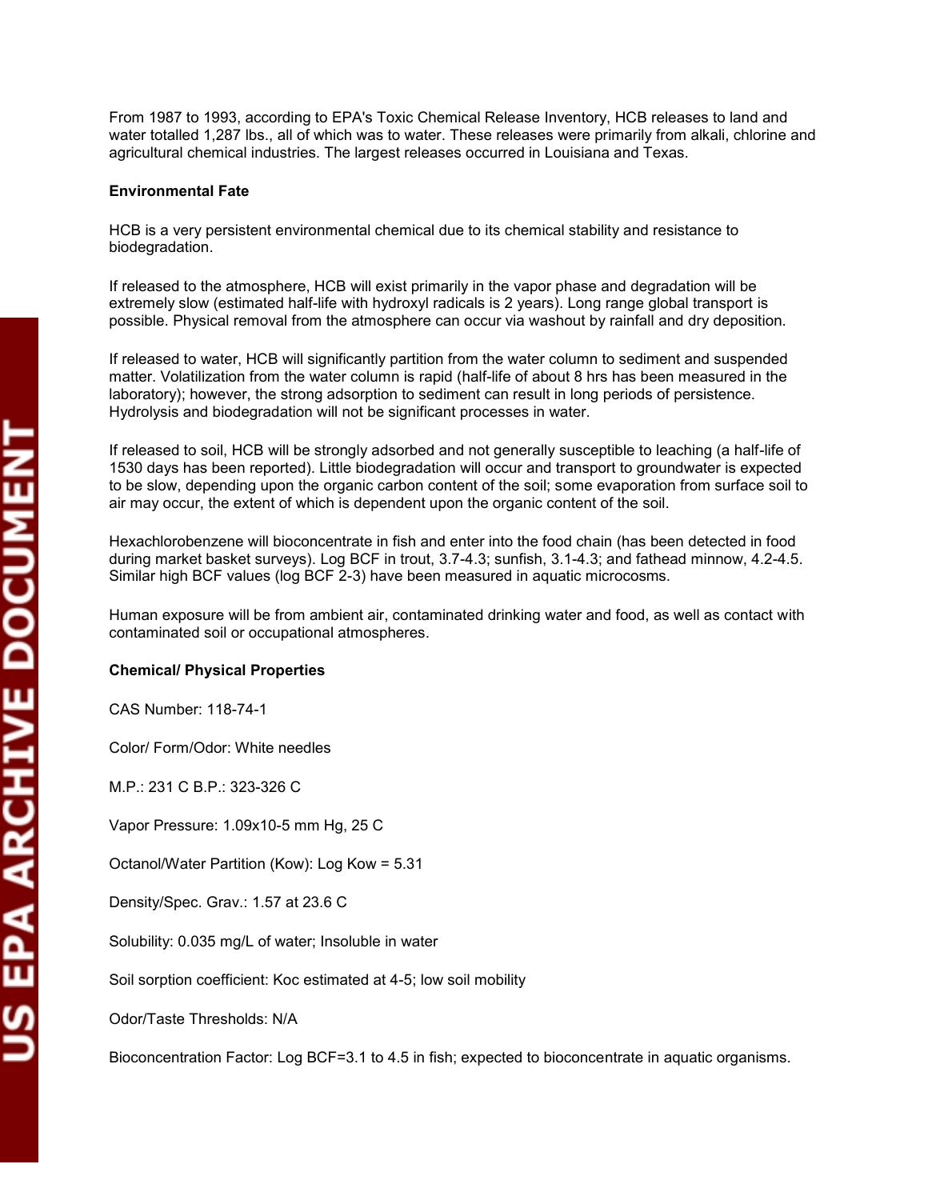From 1987 to 1993, according to EPA's Toxic Chemical Release Inventory, HCB releases to land and water totalled 1,287 lbs., all of which was to water. These releases were primarily from alkali, chlorine and agricultural chemical industries. The largest releases occurred in Louisiana and Texas.

**Environmental Fate**

HCB is a very persistent environmental chemical due to its chemical stability and resistance to biodegradation.

If released to the atmosphere, HCB will exist primarily in the vapor phase and degradation will be extremely slow (estimated half-life with hydroxyl radicals is 2 years). Long range global transport is possible. Physical removal from the atmosphere can occur via washout by rainfall and dry deposition.

If released to water, HCB will significantly partition from the water column to sediment and suspended matter. Volatilization from the water column is rapid (half-life of about 8 hrs has been measured in the laboratory); however, the strong adsorption to sediment can result in long periods of persistence. Hydrolysis and biodegradation will not be significant processes in water.

If released to soil, HCB will be strongly adsorbed and not generally susceptible to leaching (a half-life of 1530 days has been reported). Little biodegradation will occur and transport to groundwater is expected to be slow, depending upon the organic carbon content of the soil; some evaporation from surface soil to air may occur, the extent of which is dependent upon the organic content of the soil.

Hexachlorobenzene will bioconcentrate in fish and enter into the food chain (has been detected in food during market basket surveys). Log BCF in trout, 3.7-4.3; sunfish, 3.1-4.3; and fathead minnow, 4.2-4.5. Similar high BCF values (log BCF 2-3) have been measured in aquatic microcosms.

Human exposure will be from ambient air, contaminated drinking water and food, as well as contact with contaminated soil or occupational atmospheres.

**Chemical/ Physical Properties**

CAS Number: 118-74-1

Color/ Form/Odor: White needles

M.P.: 231 C B.P.: 323-326 C

Vapor Pressure: $1.09 \times 10^{-5}$ mm Hg, 25 C

Octanol/Water Partition (Kow): Log Kow = 5.31

Density/Spec. Grav.: 1.57 at 23.6 C

Solubility: 0.035 mg/L of water; Insoluble in water

Soil sorption coefficient: Koc estimated at 4-5; low soil mobility

Odor/Taste Thresholds: N/A

Bioconcentration Factor: Log BCF=3.1 to 4.5 in fish; expected to bioconcentrate in aquatic organisms.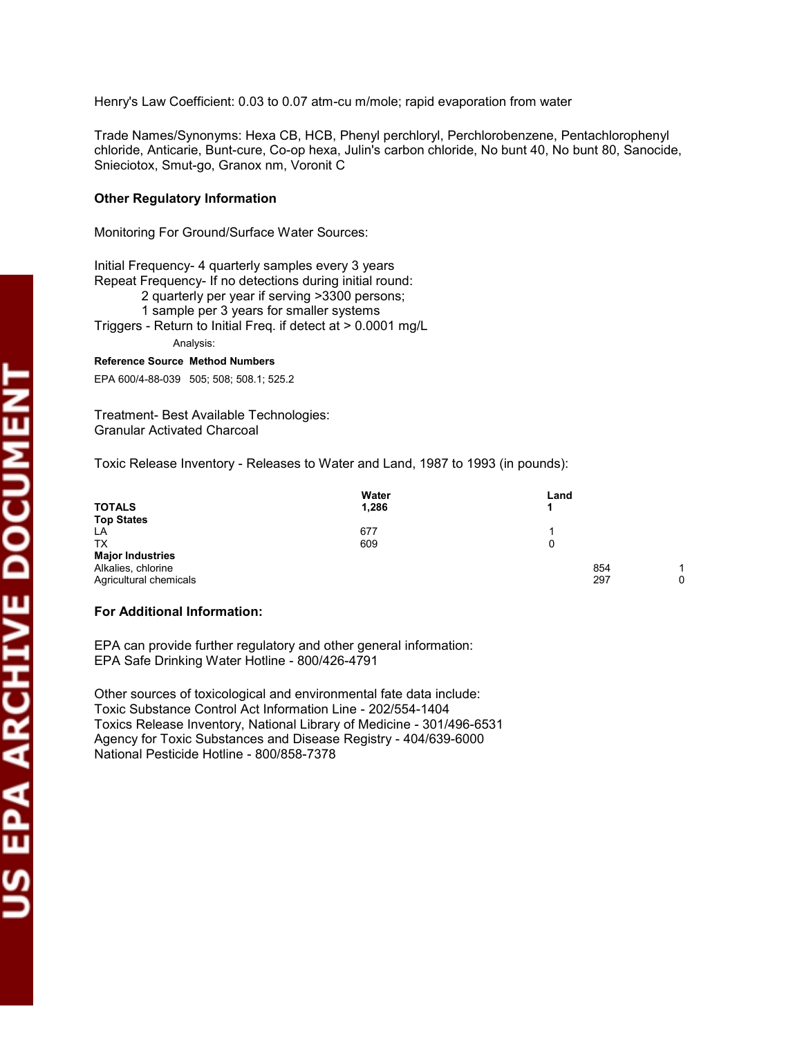Henry's Law Coefficient: 0.03 to 0.07 atm-cu m/mole; rapid evaporation from water

Trade Names/Synonyms: Hexa CB, HCB, Phenyl perchloryl, Perchlorobenzene, Pentachlorophenyl chloride, Anticarie, Bunt-cure, Co-op hexa, Julin's carbon chloride, No bunt 40, No bunt 80, Sanocide, Snieciotox, Smut-go, Granox nm, Voronit C

### Other Regulatory Information

Monitoring For Ground/Surface Water Sources:

Initial Frequency- 4 quarterly samples every 3 years
Repeat Frequency- If no detections during initial round:
- 2 quarterly per year if serving >3300 persons;
- 1 sample per 3 years for smaller systems

Triggers - Return to Initial Freq. if detect at > 0.0001 mg/L

Analysis:

| Reference Source | Method Numbers |
|---|---|
| EPA 600/4-88-039 | 505; 508; 508.1; 525.2 |

Treatment- Best Available Technologies:
Granular Activated Charcoal

Toxic Release Inventory - Releases to Water and Land, 1987 to 1993 (in pounds):

| | Water | Land | | |
|---|---|---|---|---|
| **TOTALS** | **1,286** | **1** | | |
| **Top States** | | | | |
| LA | 677 | 1 | | |
| TX | 609 | 0 | | |
| **Major Industries** | | | | |
| Alkalies, chlorine | | | 854 | 1 |
| Agricultural chemicals | | | 297 | 0 |

### For Additional Information:

EPA can provide further regulatory and other general information:
EPA Safe Drinking Water Hotline - 800/426-4791

Other sources of toxicological and environmental fate data include:
Toxic Substance Control Act Information Line - 202/554-1404
Toxics Release Inventory, National Library of Medicine - 301/496-6531
Agency for Toxic Substances and Disease Registry - 404/639-6000
National Pesticide Hotline - 800/858-7378